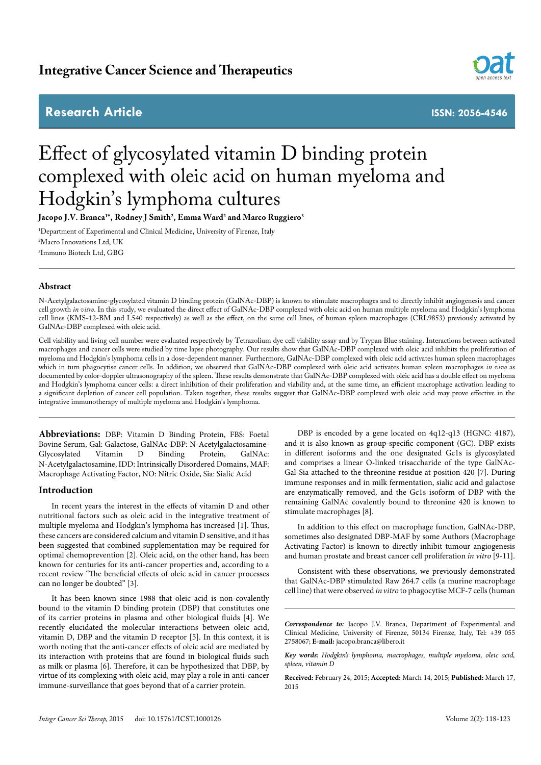Integrative Cancer Science and Therapeutics

**Research Article** **ISSN: 2056-4546**

# Effect of glycosylated vitamin D binding protein complexed with oleic acid on human myeloma and Hodgkin's lymphoma cultures

**Jacopo J.V. Branca[1]*, Rodney J Smith[2], Emma Ward[2] and Marco Ruggiero[3]**

[1]Department of Experimental and Clinical Medicine, University of Firenze, Italy
[2]Macro Innovations Ltd, UK
[3]Immuno Biotech Ltd, GBG

## Abstract

N-Acetylgalactosamine-glycosylated vitamin D binding protein (GalNAc-DBP) is known to stimulate macrophages and to directly inhibit angiogenesis and cancer cell growth *in vitro*. In this study, we evaluated the direct effect of GalNAc-DBP complexed with oleic acid on human multiple myeloma and Hodgkin's lymphoma cell lines (KMS-12-BM and L540 respectively) as well as the effect, on the same cell lines, of human spleen macrophages (CRL9853) previously activated by GalNAc-DBP complexed with oleic acid.

Cell viability and living cell number were evaluated respectively by Tetrazolium dye cell viability assay and by Trypan Blue staining. Interactions between activated macrophages and cancer cells were studied by time lapse photography. Our results show that GalNAc-DBP complexed with oleic acid inhibits the proliferation of myeloma and Hodgkin's lymphoma cells in a dose-dependent manner. Furthermore, GalNAc-DBP complexed with oleic acid activates human spleen macrophages which in turn phagocytise cancer cells. In addition, we observed that GalNAc-DBP complexed with oleic acid activates human spleen macrophages *in vivo* as documented by color-doppler ultrasonography of the spleen. These results demonstrate that GalNAc-DBP complexed with oleic acid has a double effect on myeloma and Hodgkin's lymphoma cancer cells: a direct inhibition of their proliferation and viability and, at the same time, an efficient macrophage activation leading to a significant depletion of cancer cell population. Taken together, these results suggest that GalNAc-DBP complexed with oleic acid may prove effective in the integrative immunotherapy of multiple myeloma and Hodgkin's lymphoma.

**Abbreviations:** DBP: Vitamin D Binding Protein, FBS: Foetal Bovine Serum, Gal: Galactose, GalNAc-DBP: N-Acetylgalactosamine-Glycosylated Vitamin D Binding Protein, GalNAc: N-Acetylgalactosamine, IDD: Intrinsically Disordered Domains, MAF: Macrophage Activating Factor, NO: Nitric Oxide, Sia: Sialic Acid

## Introduction

In recent years the interest in the effects of vitamin D and other nutritional factors such as oleic acid in the integrative treatment of multiple myeloma and Hodgkin's lymphoma has increased [1]. Thus, these cancers are considered calcium and vitamin D sensitive, and it has been suggested that combined supplementation may be required for optimal chemoprevention [2]. Oleic acid, on the other hand, has been known for centuries for its anti-cancer properties and, according to a recent review "The beneficial effects of oleic acid in cancer processes can no longer be doubted" [3].

It has been known since 1988 that oleic acid is non-covalently bound to the vitamin D binding protein (DBP) that constitutes one of its carrier proteins in plasma and other biological fluids [4]. We recently elucidated the molecular interactions between oleic acid, vitamin D, DBP and the vitamin D receptor [5]. In this context, it is worth noting that the anti-cancer effects of oleic acid are mediated by its interaction with proteins that are found in biological fluids such as milk or plasma [6]. Therefore, it can be hypothesized that DBP, by virtue of its complexing with oleic acid, may play a role in anti-cancer immune-surveillance that goes beyond that of a carrier protein.

DBP is encoded by a gene located on 4q12-q13 (HGNC: 4187), and it is also known as group-specific component (GC). DBP exists in different isoforms and the one designated Gc1s is glycosylated and comprises a linear O-linked trisaccharide of the type GalNAc-Gal-Sia attached to the threonine residue at position 420 [7]. During immune responses and in milk fermentation, sialic acid and galactose are enzymatically removed, and the Gc1s isoform of DBP with the remaining GalNAc covalently bound to threonine 420 is known to stimulate macrophages [8].

In addition to this effect on macrophage function, GalNAc-DBP, sometimes also designated DBP-MAF by some Authors (Macrophage Activating Factor) is known to directly inhibit tumour angiogenesis and human prostate and breast cancer cell proliferation *in vitro* [9-11].

Consistent with these observations, we previously demonstrated that GalNAc-DBP stimulated Raw 264.7 cells (a murine macrophage cell line) that were observed *in vitro* to phagocytise MCF-7 cells (human

***Correspondence to:*** Jacopo J.V. Branca, Department of Experimental and Clinical Medicine, University of Firenze, 50134 Firenze, Italy, Tel: +39 055 2758067; **E-mail:** jacopo.branca@libero.it

***Key words:*** *Hodgkin's lymphoma, macrophages, multiple myeloma, oleic acid, spleen, vitamin D*

**Received:** February 24, 2015; **Accepted:** March 14, 2015; **Published:** March 17, 2015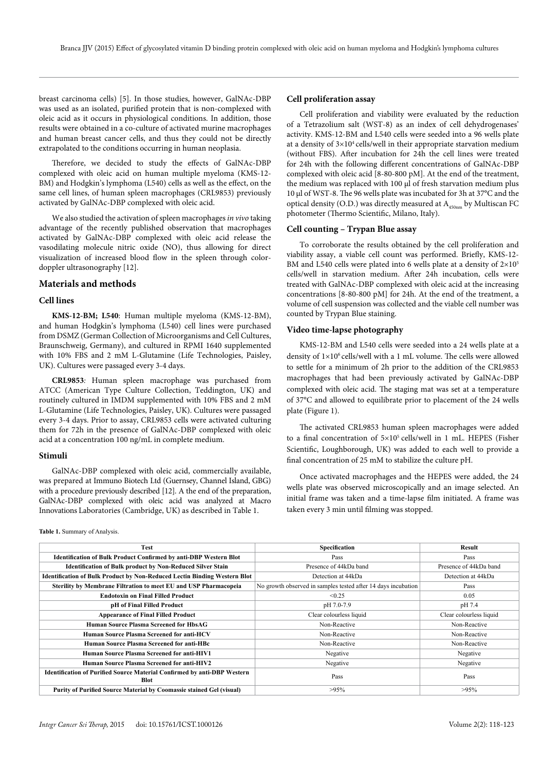breast carcinoma cells) [5]. In those studies, however, GalNAc-DBP was used as an isolated, purified protein that is non-complexed with oleic acid as it occurs in physiological conditions. In addition, those results were obtained in a co-culture of activated murine macrophages and human breast cancer cells, and thus they could not be directly extrapolated to the conditions occurring in human neoplasia.

Therefore, we decided to study the effects of GalNAc-DBP complexed with oleic acid on human multiple myeloma (KMS-12-BM) and Hodgkin's lymphoma (L540) cells as well as the effect, on the same cell lines, of human spleen macrophages (CRL9853) previously activated by GalNAc-DBP complexed with oleic acid.

We also studied the activation of spleen macrophages *in vivo* taking advantage of the recently published observation that macrophages activated by GalNAc-DBP complexed with oleic acid release the vasodilating molecule nitric oxide (NO), thus allowing for direct visualization of increased blood flow in the spleen through color-doppler ultrasonography [12].

## Materials and methods

### Cell lines

**KMS-12-BM; L540**: Human multiple myeloma (KMS-12-BM), and human Hodgkin's lymphoma (L540) cell lines were purchased from DSMZ (German Collection of Microorganisms and Cell Cultures, Braunschweig, Germany), and cultured in RPMI 1640 supplemented with 10% FBS and 2 mM L-Glutamine (Life Technologies, Paisley, UK). Cultures were passaged every 3-4 days.

**CRL9853**: Human spleen macrophage was purchased from ATCC (American Type Culture Collection, Teddington, UK) and routinely cultured in IMDM supplemented with 10% FBS and 2 mM L-Glutamine (Life Technologies, Paisley, UK). Cultures were passaged every 3-4 days. Prior to assay, CRL9853 cells were activated culturing them for 72h in the presence of GalNAc-DBP complexed with oleic acid at a concentration 100 ng/mL in complete medium.

### Stimuli

GalNAc-DBP complexed with oleic acid, commercially available, was prepared at Immuno Biotech Ltd (Guernsey, Channel Island, GBG) with a procedure previously described [12]. A the end of the preparation, GalNAc-DBP complexed with oleic acid was analyzed at Macro Innovations Laboratories (Cambridge, UK) as described in Table 1.

### Cell proliferation assay

Cell proliferation and viability were evaluated by the reduction of a Tetrazolium salt (WST-8) as an index of cell dehydrogenases' activity. KMS-12-BM and L540 cells were seeded into a 96 wells plate at a density of $3×10^4$ cells/well in their appropriate starvation medium (without FBS). After incubation for 24h the cell lines were treated for 24h with the following different concentrations of GalNAc-DBP complexed with oleic acid [8-80-800 pM]. At the end of the treatment, the medium was replaced with 100 µl of fresh starvation medium plus 10 µl of WST-8. The 96 wells plate was incubated for 3h at 37°C and the optical density (O.D.) was directly measured at $A_{450nm}$ by Multiscan FC photometer (Thermo Scientific, Milano, Italy).

### Cell counting – Trypan Blue assay

To corroborate the results obtained by the cell proliferation and viability assay, a viable cell count was performed. Briefly, KMS-12-BM and L540 cells were plated into 6 wells plate at a density of $2×10^5$ cells/well in starvation medium. After 24h incubation, cells were treated with GalNAc-DBP complexed with oleic acid at the increasing concentrations [8-80-800 pM] for 24h. At the end of the treatment, a volume of cell suspension was collected and the viable cell number was counted by Trypan Blue staining.

### Video time-lapse photography

KMS-12-BM and L540 cells were seeded into a 24 wells plate at a density of $1×10^6$ cells/well with a 1 mL volume. The cells were allowed to settle for a minimum of 2h prior to the addition of the CRL9853 macrophages that had been previously activated by GalNAc-DBP complexed with oleic acid. The staging mat was set at a temperature of 37°C and allowed to equilibrate prior to placement of the 24 wells plate (Figure 1).

The activated CRL9853 human spleen macrophages were added to a final concentration of $5×10^5$ cells/well in 1 mL. HEPES (Fisher Scientific, Loughborough, UK) was added to each well to provide a final concentration of 25 mM to stabilize the culture pH.

Once activated macrophages and the HEPES were added, the 24 wells plate was observed microscopically and an image selected. An initial frame was taken and a time-lapse film initiated. A frame was taken every 3 min until filming was stopped.

**Table 1.** Summary of Analysis.

| Test | Specification | Result |
|---|---|---|
| **Identification of Bulk Product Confirmed by anti-DBP Western Blot** | Pass | Pass |
| **Identification of Bulk product by Non-Reduced Silver Stain** | Presence of 44kDa band | Presence of 44kDa band |
| **Identification of Bulk Product by Non-Reduced Lectin Binding Western Blot** | Detection at 44kDa | Detection at 44kDa |
| **Sterility by Membrane Filtration to meet EU and USP Pharmacopeia** | No growth observed in samples tested after 14 days incubation | Pass |
| **Endotoxin on Final Filled Product** | <0.25 | 0.05 |
| **pH of Final Filled Product** | pH 7.0-7.9 | pH 7.4 |
| **Appearance of Final Filled Product** | Clear colourless liquid | Clear colourless liquid |
| **Human Source Plasma Screened for HbsAG** | Non-Reactive | Non-Reactive |
| **Human Source Plasma Screened for anti-HCV** | Non-Reactive | Non-Reactive |
| **Human Source Plasma Screened for anti-HBc** | Non-Reactive | Non-Reactive |
| **Human Source Plasma Screened for anti-HIV1** | Negative | Negative |
| **Human Source Plasma Screened for anti-HIV2** | Negative | Negative |
| **Identification of Purified Source Material Confirmed by anti-DBP Western Blot** | Pass | Pass |
| **Purity of Purified Source Material by Coomassie stained Gel (visual)** | >95% | >95% |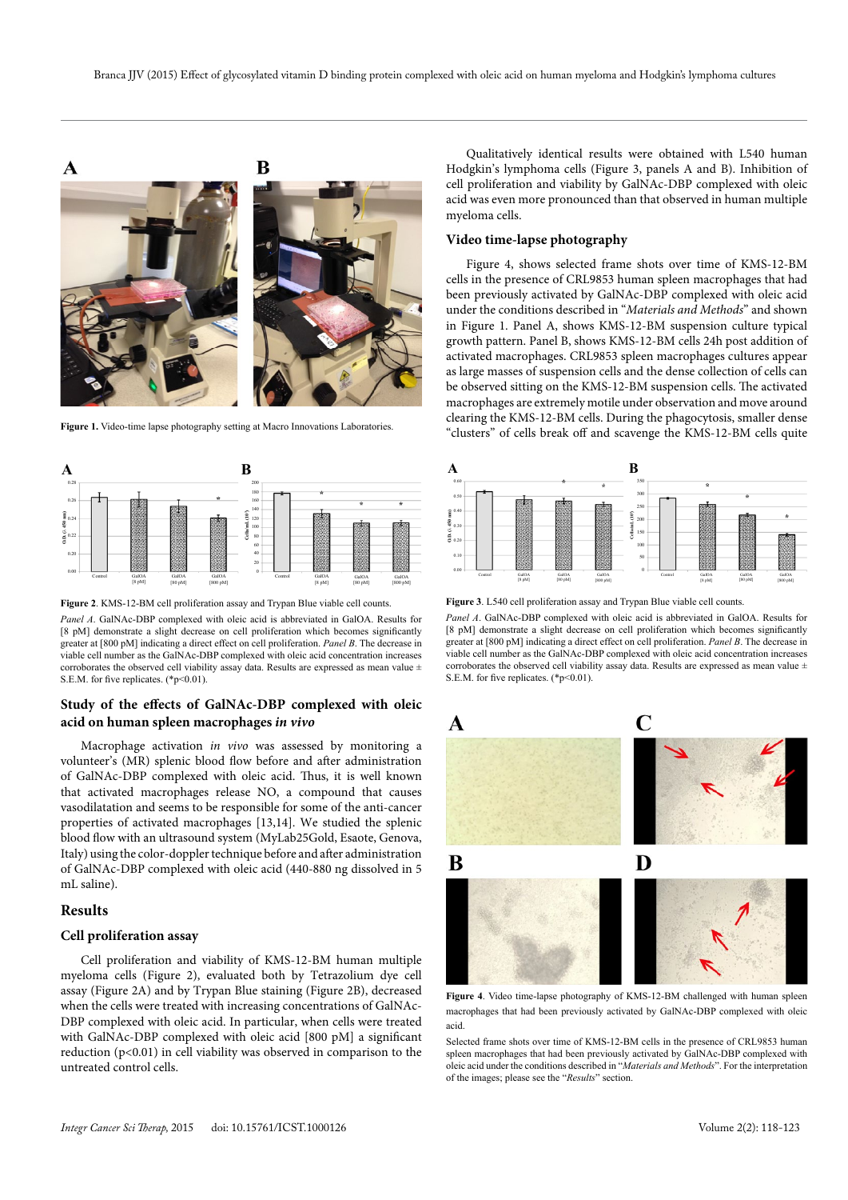Figure 1. Video-time lapse photography setting at Macro Innovations Laboratories.

Figure 2. KMS-12-BM cell proliferation assay and Trypan Blue viable cell counts.

*Panel A*. GalNAc-DBP complexed with oleic acid is abbreviated in GalOA. Results for [8 pM] demonstrate a slight decrease on cell proliferation which becomes significantly greater at [800 pM] indicating a direct effect on cell proliferation. *Panel B*. The decrease in viable cell number as the GalNAc-DBP complexed with oleic acid concentration increases corroborates the observed cell viability assay data. Results are expressed as mean value ± S.E.M. for five replicates. (*p<0.01).

### Study of the effects of GalNAc-DBP complexed with oleic acid on human spleen macrophages *in vivo*

Macrophage activation *in vivo* was assessed by monitoring a volunteer's (MR) splenic blood flow before and after administration of GalNAc-DBP complexed with oleic acid. Thus, it is well known that activated macrophages release NO, a compound that causes vasodilatation and seems to be responsible for some of the anti-cancer properties of activated macrophages [13,14]. We studied the splenic blood flow with an ultrasound system (MyLab25Gold, Esaote, Genova, Italy) using the color-doppler technique before and after administration of GalNAc-DBP complexed with oleic acid (440-880 ng dissolved in 5 mL saline).

## Results

### Cell proliferation assay

Cell proliferation and viability of KMS-12-BM human multiple myeloma cells (Figure 2), evaluated both by Tetrazolium dye cell assay (Figure 2A) and by Trypan Blue staining (Figure 2B), decreased when the cells were treated with increasing concentrations of GalNAc-DBP complexed with oleic acid. In particular, when cells were treated with GalNAc-DBP complexed with oleic acid [800 pM] a significant reduction ($p<0.01$) in cell viability was observed in comparison to the untreated control cells.

Qualitatively identical results were obtained with L540 human Hodgkin's lymphoma cells (Figure 3, panels A and B). Inhibition of cell proliferation and viability by GalNAc-DBP complexed with oleic acid was even more pronounced than that observed in human multiple myeloma cells.

### Video time-lapse photography

Figure 4, shows selected frame shots over time of KMS-12-BM cells in the presence of CRL9853 human spleen macrophages that had been previously activated by GalNAc-DBP complexed with oleic acid under the conditions described in "*Materials and Methods*" and shown in Figure 1. Panel A, shows KMS-12-BM suspension culture typical growth pattern. Panel B, shows KMS-12-BM cells 24h post addition of activated macrophages. CRL9853 spleen macrophages cultures appear as large masses of suspension cells and the dense collection of cells can be observed sitting on the KMS-12-BM suspension cells. The activated macrophages are extremely motile under observation and move around clearing the KMS-12-BM cells. During the phagocytosis, smaller dense "clusters" of cells break off and scavenge the KMS-12-BM cells quite

Figure 3. L540 cell proliferation assay and Trypan Blue viable cell counts.

*Panel A*. GalNAc-DBP complexed with oleic acid is abbreviated in GalOA. Results for [8 pM] demonstrate a slight decrease on cell proliferation which becomes significantly greater at [800 pM] indicating a direct effect on cell proliferation. *Panel B*. The decrease in viable cell number as the GalNAc-DBP complexed with oleic acid concentration increases corroborates the observed cell viability assay data. Results are expressed as mean value ± S.E.M. for five replicates. (*p<0.01).

Figure 4. Video time-lapse photography of KMS-12-BM challenged with human spleen macrophages that had been previously activated by GalNAc-DBP complexed with oleic acid.

Selected frame shots over time of KMS-12-BM cells in the presence of CRL9853 human spleen macrophages that had been previously activated by GalNAc-DBP complexed with oleic acid under the conditions described in "*Materials and Methods*". For the interpretation of the images; please see the "*Results*" section.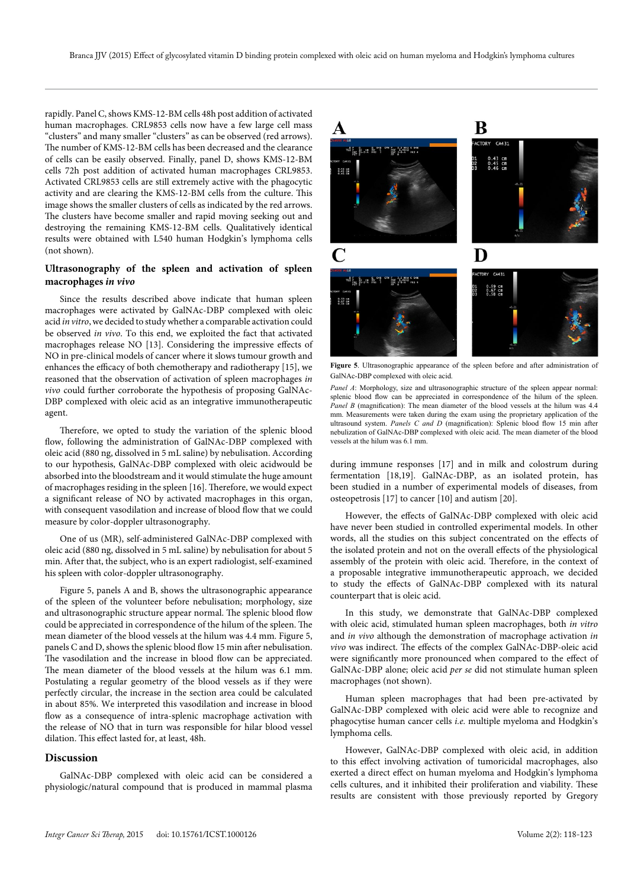rapidly. Panel C, shows KMS-12-BM cells 48h post addition of activated human macrophages. CRL9853 cells now have a few large cell mass "clusters" and many smaller "clusters" as can be observed (red arrows). The number of KMS-12-BM cells has been decreased and the clearance of cells can be easily observed. Finally, panel D, shows KMS-12-BM cells 72h post addition of activated human macrophages CRL9853. Activated CRL9853 cells are still extremely active with the phagocytic activity and are clearing the KMS-12-BM cells from the culture. This image shows the smaller clusters of cells as indicated by the red arrows. The clusters have become smaller and rapid moving seeking out and destroying the remaining KMS-12-BM cells. Qualitatively identical results were obtained with L540 human Hodgkin's lymphoma cells (not shown).

### Ultrasonography of the spleen and activation of spleen macrophages *in vivo*

Since the results described above indicate that human spleen macrophages were activated by GalNAc-DBP complexed with oleic acid *in vitro*, we decided to study whether a comparable activation could be observed *in vivo*. To this end, we exploited the fact that activated macrophages release NO [13]. Considering the impressive effects of NO in pre-clinical models of cancer where it slows tumour growth and enhances the efficacy of both chemotherapy and radiotherapy [15], we reasoned that the observation of activation of spleen macrophages *in vivo* could further corroborate the hypothesis of proposing GalNAc-DBP complexed with oleic acid as an integrative immunotherapeutic agent.

Therefore, we opted to study the variation of the splenic blood flow, following the administration of GalNAc-DBP complexed with oleic acid (880 ng, dissolved in 5 mL saline) by nebulisation. According to our hypothesis, GalNAc-DBP complexed with oleic acidwould be absorbed into the bloodstream and it would stimulate the huge amount of macrophages residing in the spleen [16]. Therefore, we would expect a significant release of NO by activated macrophages in this organ, with consequent vasodilation and increase of blood flow that we could measure by color-doppler ultrasonography.

One of us (MR), self-administered GalNAc-DBP complexed with oleic acid (880 ng, dissolved in 5 mL saline) by nebulisation for about 5 min. After that, the subject, who is an expert radiologist, self-examined his spleen with color-doppler ultrasonography.

Figure 5, panels A and B, shows the ultrasonographic appearance of the spleen of the volunteer before nebulisation; morphology, size and ultrasonographic structure appear normal. The splenic blood flow could be appreciated in correspondence of the hilum of the spleen. The mean diameter of the blood vessels at the hilum was 4.4 mm. Figure 5, panels C and D, shows the splenic blood flow 15 min after nebulisation. The vasodilation and the increase in blood flow can be appreciated. The mean diameter of the blood vessels at the hilum was 6.1 mm. Postulating a regular geometry of the blood vessels as if they were perfectly circular, the increase in the section area could be calculated in about 85%. We interpreted this vasodilation and increase in blood flow as a consequence of intra-splenic macrophage activation with the release of NO that in turn was responsible for hilar blood vessel dilation. This effect lasted for, at least, 48h.

**Figure 5**. Ultrasonographic appearance of the spleen before and after administration of GalNAc-DBP complexed with oleic acid.

*Panel A*: Morphology, size and ultrasonographic structure of the spleen appear normal: splenic blood flow can be appreciated in correspondence of the hilum of the spleen. *Panel B* (magnification): The mean diameter of the blood vessels at the hilum was 4.4 mm. Measurements were taken during the exam using the proprietary application of the ultrasound system. *Panels C and D* (magnification): Splenic blood flow 15 min after nebulization of GalNAc-DBP complexed with oleic acid. The mean diameter of the blood vessels at the hilum was 6.1 mm.

## Discussion

GalNAc-DBP complexed with oleic acid can be considered a physiologic/natural compound that is produced in mammal plasma during immune responses [17] and in milk and colostrum during fermentation [18,19]. GalNAc-DBP, as an isolated protein, has been studied in a number of experimental models of diseases, from osteopetrosis [17] to cancer [10] and autism [20].

However, the effects of GalNAc-DBP complexed with oleic acid have never been studied in controlled experimental models. In other words, all the studies on this subject concentrated on the effects of the isolated protein and not on the overall effects of the physiological assembly of the protein with oleic acid. Therefore, in the context of a proposable integrative immunotherapeutic approach, we decided to study the effects of GalNAc-DBP complexed with its natural counterpart that is oleic acid.

In this study, we demonstrate that GalNAc-DBP complexed with oleic acid, stimulated human spleen macrophages, both *in vitro* and *in vivo* although the demonstration of macrophage activation *in vivo* was indirect. The effects of the complex GalNAc-DBP-oleic acid were significantly more pronounced when compared to the effect of GalNAc-DBP alone; oleic acid *per se* did not stimulate human spleen macrophages (not shown).

Human spleen macrophages that had been pre-activated by GalNAc-DBP complexed with oleic acid were able to recognize and phagocytise human cancer cells *i.e.* multiple myeloma and Hodgkin's lymphoma cells.

However, GalNAc-DBP complexed with oleic acid, in addition to this effect involving activation of tumoricidal macrophages, also exerted a direct effect on human myeloma and Hodgkin's lymphoma cells cultures, and it inhibited their proliferation and viability. These results are consistent with those previously reported by Gregory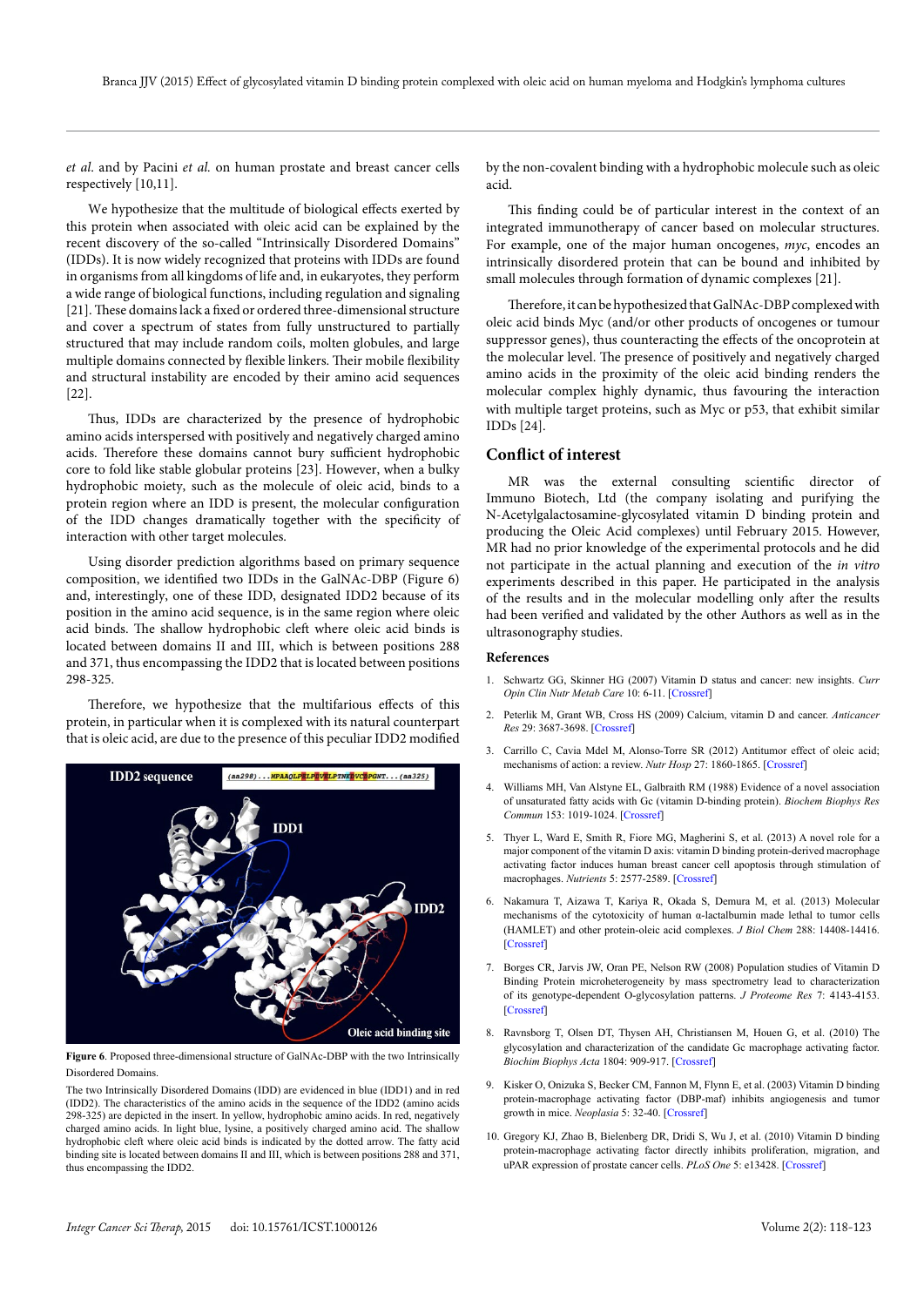*et al.* and by Pacini *et al.* on human prostate and breast cancer cells respectively [10,11].

We hypothesize that the multitude of biological effects exerted by this protein when associated with oleic acid can be explained by the recent discovery of the so-called "Intrinsically Disordered Domains" (IDDs). It is now widely recognized that proteins with IDDs are found in organisms from all kingdoms of life and, in eukaryotes, they perform a wide range of biological functions, including regulation and signaling [21]. These domains lack a fixed or ordered three-dimensional structure and cover a spectrum of states from fully unstructured to partially structured that may include random coils, molten globules, and large multiple domains connected by flexible linkers. Their mobile flexibility and structural instability are encoded by their amino acid sequences [22].

Thus, IDDs are characterized by the presence of hydrophobic amino acids interspersed with positively and negatively charged amino acids. Therefore these domains cannot bury sufficient hydrophobic core to fold like stable globular proteins [23]. However, when a bulky hydrophobic moiety, such as the molecule of oleic acid, binds to a protein region where an IDD is present, the molecular configuration of the IDD changes dramatically together with the specificity of interaction with other target molecules.

Using disorder prediction algorithms based on primary sequence composition, we identified two IDDs in the GalNAc-DBP (Figure 6) and, interestingly, one of these IDD, designated IDD2 because of its position in the amino acid sequence, is in the same region where oleic acid binds. The shallow hydrophobic cleft where oleic acid binds is located between domains II and III, which is between positions 288 and 371, thus encompassing the IDD2 that is located between positions 298-325.

Therefore, we hypothesize that the multifarious effects of this protein, in particular when it is complexed with its natural counterpart that is oleic acid, are due to the presence of this peculiar IDD2 modified by the non-covalent binding with a hydrophobic molecule such as oleic acid.

**Figure 6**. Proposed three-dimensional structure of GalNAc-DBP with the two Intrinsically Disordered Domains.

The two Intrinsically Disordered Domains (IDD) are evidenced in blue (IDD1) and in red (IDD2). The characteristics of the amino acids in the sequence of the IDD2 (amino acids 298-325) are depicted in the insert. In yellow, hydrophobic amino acids. In red, negatively charged amino acids. In light blue, lysine, a positively charged amino acid. The shallow hydrophobic cleft where oleic acid binds is indicated by the dotted arrow. The fatty acid binding site is located between domains II and III, which is between positions 288 and 371, thus encompassing the IDD2.

This finding could be of particular interest in the context of an integrated immunotherapy of cancer based on molecular structures. For example, one of the major human oncogenes, *myc*, encodes an intrinsically disordered protein that can be bound and inhibited by small molecules through formation of dynamic complexes [21].

Therefore, it can be hypothesized that GalNAc-DBP complexed with oleic acid binds Myc (and/or other products of oncogenes or tumour suppressor genes), thus counteracting the effects of the oncoprotein at the molecular level. The presence of positively and negatively charged amino acids in the proximity of the oleic acid binding site renders the molecular complex highly dynamic, thus favouring the interaction with multiple target proteins, such as Myc or p53, that exhibit similar IDDs [24].

## Conflict of interest

MR was the external consulting scientific director of Immuno Biotech, Ltd (the company isolating and purifying the N-Acetylgalactosamine-glycosylated vitamin D binding protein and producing the Oleic Acid complexes) until February 2015. However, MR had no prior knowledge of the experimental protocols and he did not participate in the actual planning and execution of the *in vitro* experiments described in this paper. He participated in the analysis of the results and in the molecular modelling only after the results had been verified and validated by the other Authors as well as in the ultrasonography studies.

## References

1. Schwartz GG, Skinner HG (2007) Vitamin D status and cancer: new insights. *Curr Opin Clin Nutr Metab Care* 10: 6-11. [Crossref]
2. Peterlik M, Grant WB, Cross HS (2009) Calcium, vitamin D and cancer. *Anticancer Res* 29: 3687-3698. [Crossref]
3. Carrillo C, Cavia Mdel M, Alonso-Torre SR (2012) Antitumor effect of oleic acid; mechanisms of action: a review. *Nutr Hosp* 27: 1860-1865. [Crossref]
4. Williams MH, Van Alstyne EL, Galbraith RM (1988) Evidence of a novel association of unsaturated fatty acids with Gc (vitamin D-binding protein). *Biochem Biophys Res Commun* 153: 1019-1024. [Crossref]
5. Thyer L, Ward E, Smith R, Fiore MG, Magherini S, et al. (2013) A novel role for a major component of the vitamin D axis: vitamin D binding protein-derived macrophage activating factor induces human breast cancer cell apoptosis through stimulation of macrophages. *Nutrients* 5: 2577-2589. [Crossref]
6. Nakamura T, Aizawa T, Kariya R, Okada S, Demura M, et al. (2013) Molecular mechanisms of the cytotoxicity of human α-lactalbumin made lethal to tumor cells (HAMLET) and other protein-oleic acid complexes. *J Biol Chem* 288: 14408-14416. [Crossref]
7. Borges CR, Jarvis JW, Oran PE, Nelson RW (2008) Population studies of Vitamin D Binding Protein microheterogeneity by mass spectrometry lead to characterization of its genotype-dependent O-glycosylation patterns. *J Proteome Res* 7: 4143-4153. [Crossref]
8. Ravnsborg T, Olsen DT, Thysen AH, Christiansen M, Houen G, et al. (2010) The glycosylation and characterization of the candidate Gc macrophage activating factor. *Biochim Biophys Acta* 1804: 909-917. [Crossref]
9. Kisker O, Onizuka S, Becker CM, Fannon M, Flynn E, et al. (2003) Vitamin D binding protein-macrophage activating factor (DBP-maf) inhibits angiogenesis and tumor growth in mice. *Neoplasia* 5: 32-40. [Crossref]
10. Gregory KJ, Zhao B, Bielenberg DR, Dridi S, Wu J, et al. (2010) Vitamin D binding protein-macrophage activating factor directly inhibits proliferation, migration, and uPAR expression of prostate cancer cells. *PLoS One* 5: e13428. [Crossref]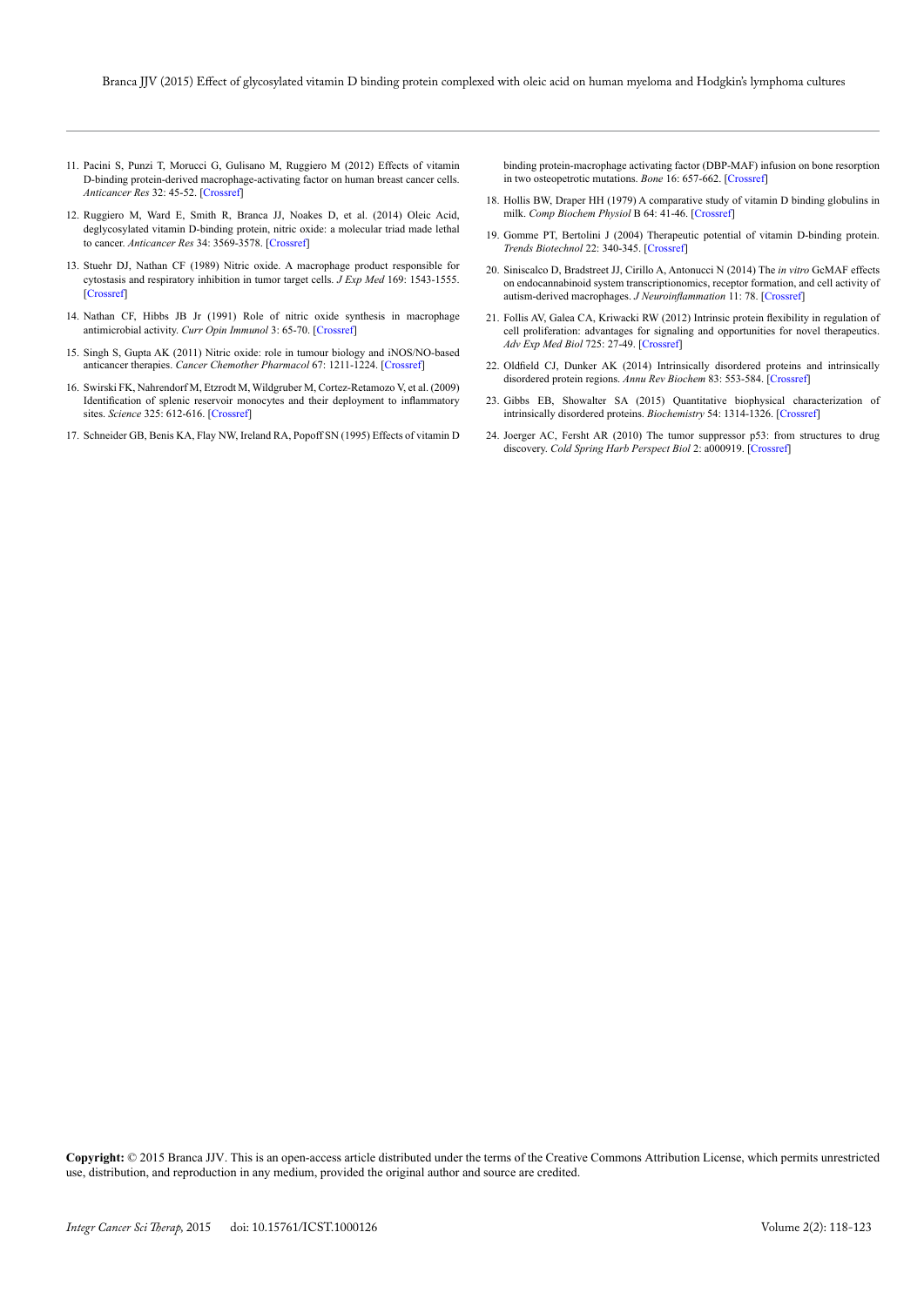11. Pacini S, Punzi T, Morucci G, Gulisano M, Ruggiero M (2012) Effects of vitamin D-binding protein-derived macrophage-activating factor on human breast cancer cells. *Anticancer Res* 32: 45-52. [Crossref]

12. Ruggiero M, Ward E, Smith R, Branca JJ, Noakes D, et al. (2014) Oleic Acid, deglycosylated vitamin D-binding protein, nitric oxide: a molecular triad made lethal to cancer. *Anticancer Res* 34: 3569-3578. [Crossref]

13. Stuehr DJ, Nathan CF (1989) Nitric oxide. A macrophage product responsible for cytostasis and respiratory inhibition in tumor target cells. *J Exp Med* 169: 1543-1555. [Crossref]

14. Nathan CF, Hibbs JB Jr (1991) Role of nitric oxide synthesis in macrophage antimicrobial activity. *Curr Opin Immunol* 3: 65-70. [Crossref]

15. Singh S, Gupta AK (2011) Nitric oxide: role in tumour biology and iNOS/NO-based anticancer therapies. *Cancer Chemother Pharmacol* 67: 1211-1224. [Crossref]

16. Swirski FK, Nahrendorf M, Etzrodt M, Wildgruber M, Cortez-Retamozo V, et al. (2009) Identification of splenic reservoir monocytes and their deployment to inflammatory sites. *Science* 325: 612-616. [Crossref]

17. Schneider GB, Benis KA, Flay NW, Ireland RA, Popoff SN (1995) Effects of vitamin D binding protein-macrophage activating factor (DBP-MAF) infusion on bone resorption in two osteopetrotic mutations. *Bone* 16: 657-662. [Crossref]

18. Hollis BW, Draper HH (1979) A comparative study of vitamin D binding globulins in milk. *Comp Biochem Physiol* B 64: 41-46. [Crossref]

19. Gomme PT, Bertolini J (2004) Therapeutic potential of vitamin D-binding protein. *Trends Biotechnol* 22: 340-345. [Crossref]

20. Siniscalco D, Bradstreet JJ, Cirillo A, Antonucci N (2014) The *in vitro* GcMAF effects on endocannabinoid system transcriptionomics, receptor formation, and cell activity of autism-derived macrophages. *J Neuroinflammation* 11: 78. [Crossref]

21. Follis AV, Galea CA, Kriwacki RW (2012) Intrinsic protein flexibility in regulation of cell proliferation: advantages for signaling and opportunities for novel therapeutics. *Adv Exp Med Biol* 725: 27-49. [Crossref]

22. Oldfield CJ, Dunker AK (2014) Intrinsically disordered proteins and intrinsically disordered protein regions. *Annu Rev Biochem* 83: 553-584. [Crossref]

23. Gibbs EB, Showalter SA (2015) Quantitative biophysical characterization of intrinsically disordered proteins. *Biochemistry* 54: 1314-1326. [Crossref]

24. Joerger AC, Fersht AR (2010) The tumor suppressor p53: from structures to drug discovery. *Cold Spring Harb Perspect Biol* 2: a000919. [Crossref]

**Copyright:** © 2015 Branca JJV. This is an open-access article distributed under the terms of the Creative Commons Attribution License, which permits unrestricted use, distribution, and reproduction in any medium, provided the original author and source are credited.